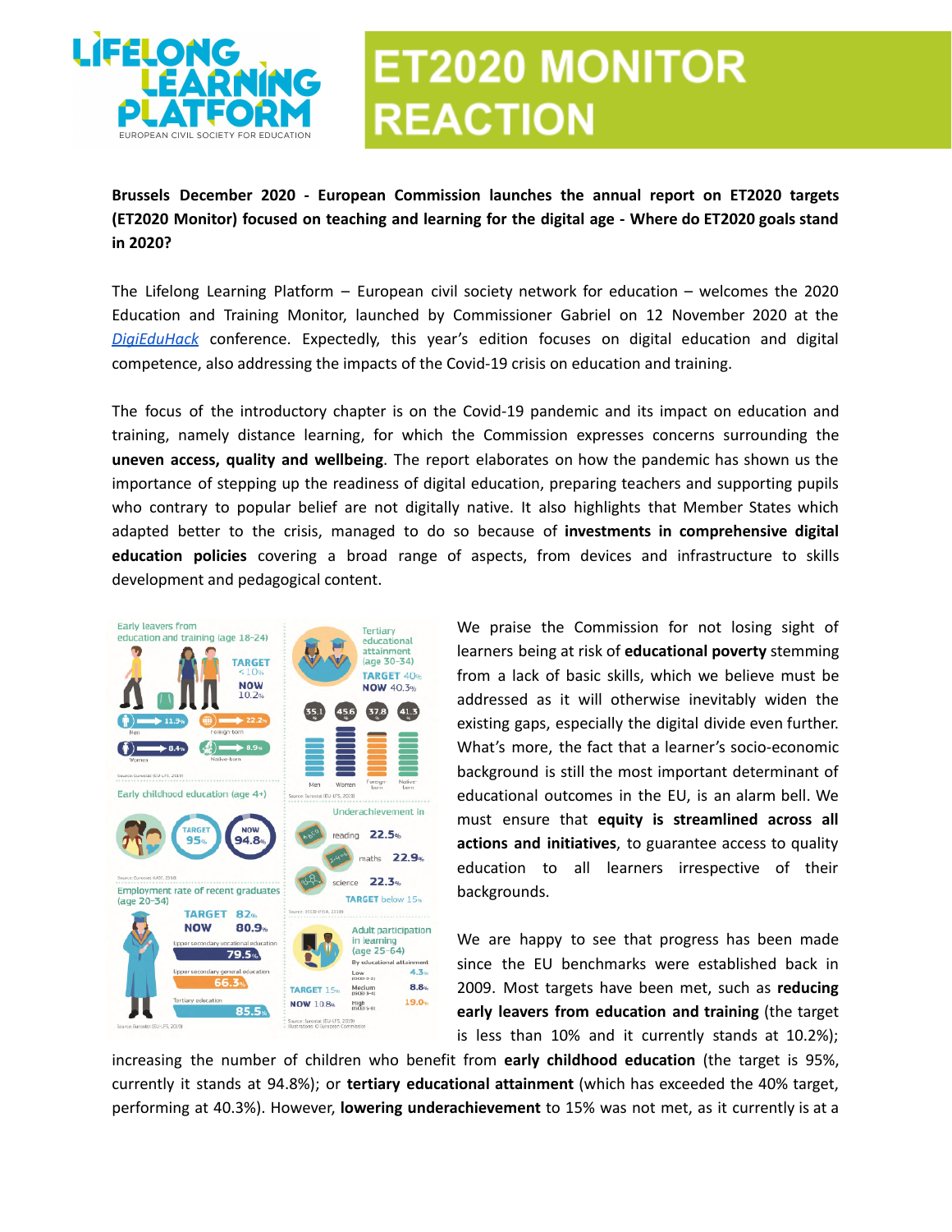# ET2020 MONITOR REACTION

**Brussels December 2020 - European Commission launches the annual report on ET2020 targets (ET2020 Monitor) focused on teaching and learning for the digital age - Where do ET2020 goals stand in 2020?**

The Lifelong Learning Platform – European civil society network for education – welcomes the 2020 Education and Training Monitor, launched by Commissioner Gabriel on 12 November 2020 at the *DigiEduHack* conference. Expectedly, this year's edition focuses on digital education and digital competence, also addressing the impacts of the Covid-19 crisis on education and training.

The focus of the introductory chapter is on the Covid-19 pandemic and its impact on education and training, namely distance learning, for which the Commission expresses concerns surrounding the **uneven access, quality and wellbeing**. The report elaborates on how the pandemic has shown us the importance of stepping up the readiness of digital education, preparing teachers and supporting pupils who contrary to popular belief are not digitally native. It also highlights that Member States which adapted better to the crisis, managed to do so because of **investments in comprehensive digital education policies** covering a broad range of aspects, from devices and infrastructure to skills development and pedagogical content.

We praise the Commission for not losing sight of learners being at risk of **educational poverty** stemming from a lack of basic skills, which we believe must be addressed as it will otherwise inevitably widen the existing gaps, especially the digital divide even further. What's more, the fact that a learner's socio-economic background is still the most important determinant of educational outcomes in the EU, is an alarm bell. We must ensure that **equity is streamlined across all actions and initiatives**, to guarantee access to quality education to all learners irrespective of their backgrounds.

We are happy to see that progress has been made since the EU benchmarks were established back in 2009. Most targets have been met, such as **reducing early leavers from education and training** (the target is less than 10% and it currently stands at 10.2%); increasing the number of children who benefit from **early childhood education** (the target is 95%, currently it stands at 94.8%); or **tertiary educational attainment** (which has exceeded the 40% target, performing at 40.3%). However, **lowering underachievement** to 15% was not met, as it currently is at a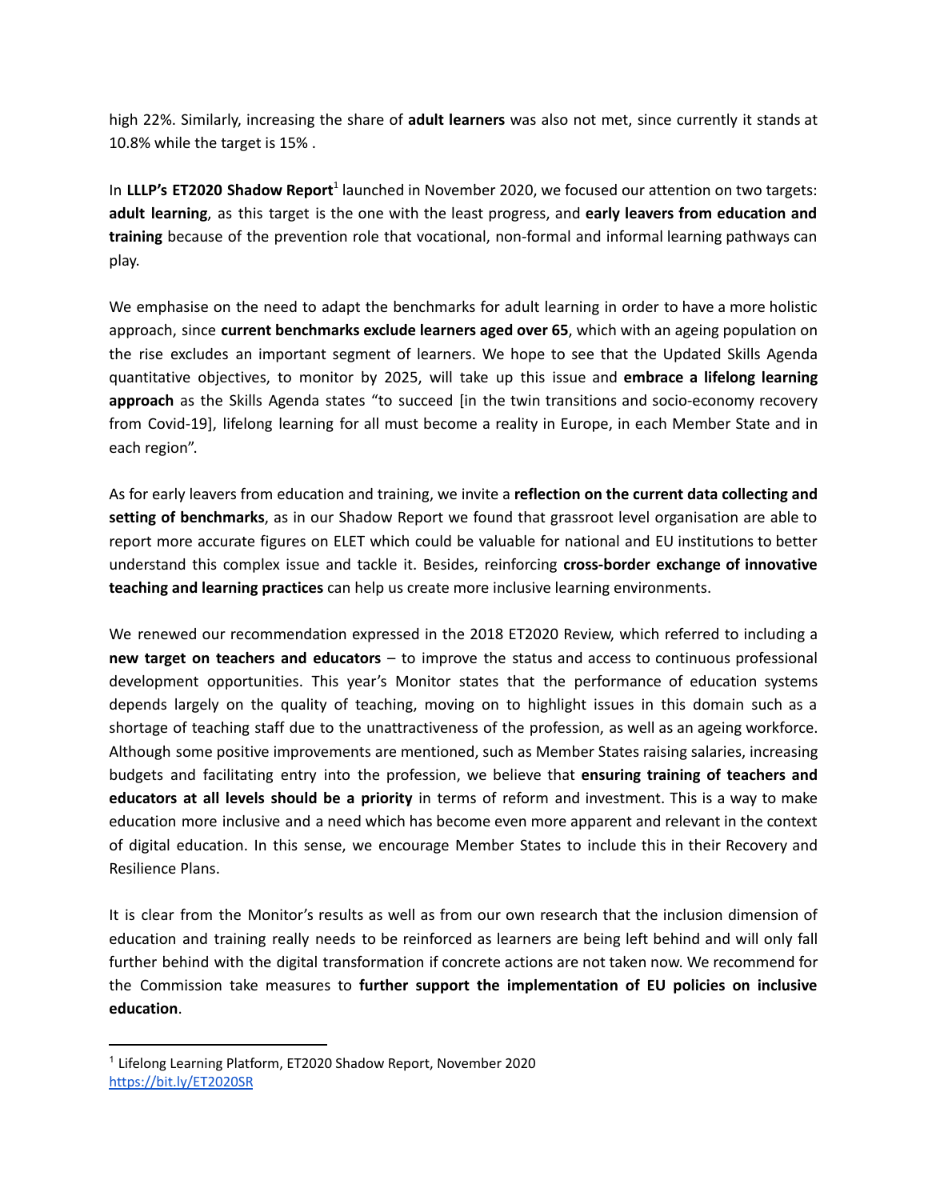high 22%. Similarly, increasing the share of **adult learners** was also not met, since currently it stands at 10.8% while the target is 15% .

In **LLLP's ET2020 Shadow Report**[1] launched in November 2020, we focused our attention on two targets: **adult learning**, as this target is the one with the least progress, and **early leavers from education and training** because of the prevention role that vocational, non-formal and informal learning pathways can play.

We emphasise on the need to adapt the benchmarks for adult learning in order to have a more holistic approach, since **current benchmarks exclude learners aged over 65**, which with an ageing population on the rise excludes an important segment of learners. We hope to see that the Updated Skills Agenda quantitative objectives, to monitor by 2025, will take up this issue and **embrace a lifelong learning approach** as the Skills Agenda states "to succeed [in the twin transitions and socio-economy recovery from Covid-19], lifelong learning for all must become a reality in Europe, in each Member State and in each region".

As for early leavers from education and training, we invite a **reflection on the current data collecting and setting of benchmarks**, as in our Shadow Report we found that grassroot level organisation are able to report more accurate figures on ELET which could be valuable for national and EU institutions to better understand this complex issue and tackle it. Besides, reinforcing **cross-border exchange of innovative teaching and learning practices** can help us create more inclusive learning environments.

We renewed our recommendation expressed in the 2018 ET2020 Review, which referred to including a **new target on teachers and educators** – to improve the status and access to continuous professional development opportunities. This year's Monitor states that the performance of education systems depends largely on the quality of teaching, moving on to highlight issues in this domain such as a shortage of teaching staff due to the unattractiveness of the profession, as well as an ageing workforce. Although some positive improvements are mentioned, such as Member States raising salaries, increasing budgets and facilitating entry into the profession, we believe that **ensuring training of teachers and educators at all levels should be a priority** in terms of reform and investment. This is a way to make education more inclusive and a need which has become even more apparent and relevant in the context of digital education. In this sense, we encourage Member States to include this in their Recovery and Resilience Plans.

It is clear from the Monitor's results as well as from our own research that the inclusion dimension of education and training really needs to be reinforced as learners are being left behind and will only fall further behind with the digital transformation if concrete actions are not taken now. We recommend for the Commission take measures to **further support the implementation of EU policies on inclusive education**.

---

[1] Lifelong Learning Platform, ET2020 Shadow Report, November 2020 https://bit.ly/ET2020SR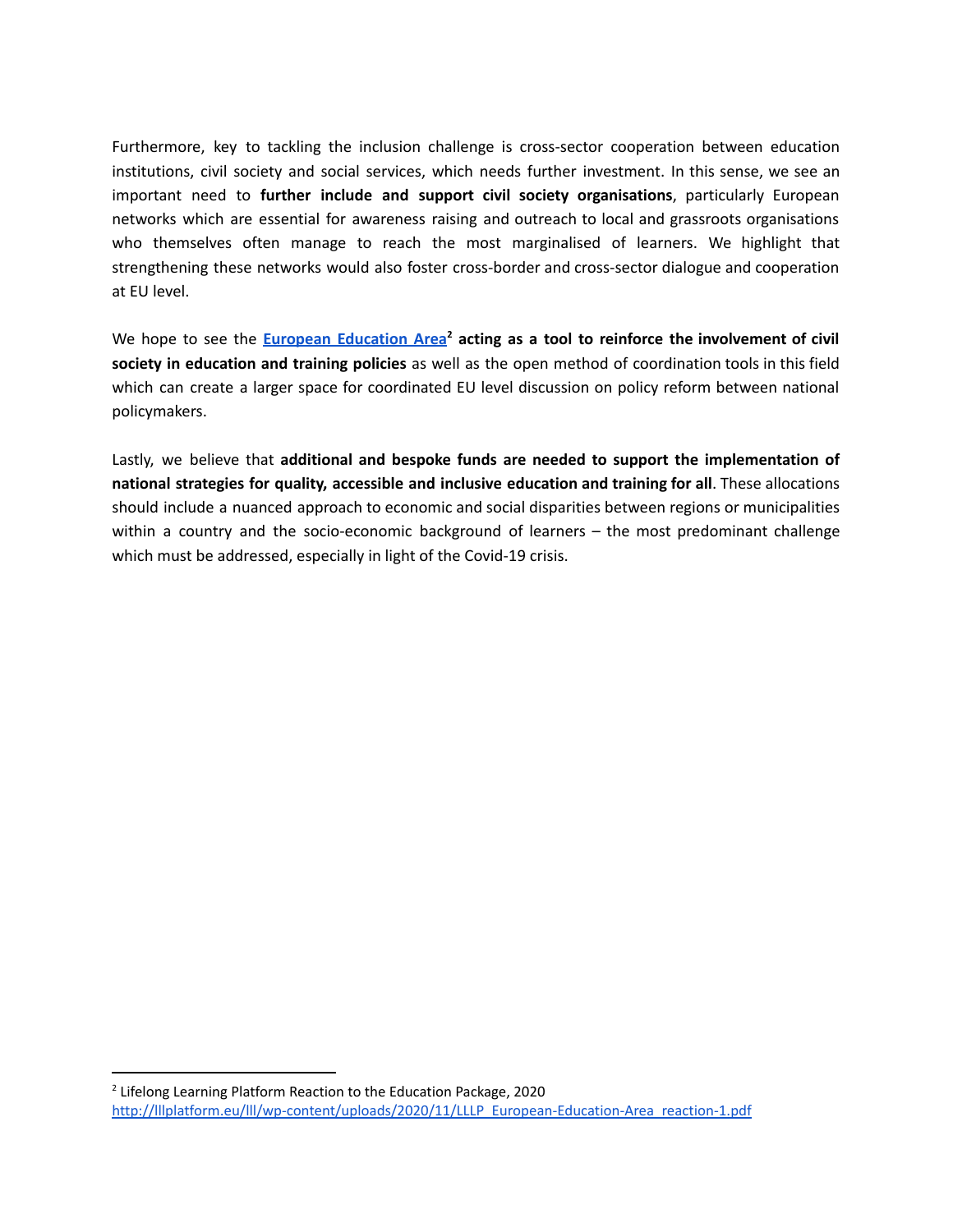Furthermore, key to tackling the inclusion challenge is cross-sector cooperation between education institutions, civil society and social services, which needs further investment. In this sense, we see an important need to **further include and support civil society organisations**, particularly European networks which are essential for awareness raising and outreach to local and grassroots organisations who themselves often manage to reach the most marginalised of learners. We highlight that strengthening these networks would also foster cross-border and cross-sector dialogue and cooperation at EU level.

We hope to see the **[European Education Area](http://lllplatform.eu/lll/wp-content/uploads/2020/11/LLLP_European-Education-Area_reaction-1.pdf)[2] acting as a tool to reinforce the involvement of civil society in education and training policies** as well as the open method of coordination tools in this field which can create a larger space for coordinated EU level discussion on policy reform between national policymakers.

Lastly, we believe that **additional and bespoke funds are needed to support the implementation of national strategies for quality, accessible and inclusive education and training for all**. These allocations should include a nuanced approach to economic and social disparities between regions or municipalities within a country and the socio-economic background of learners – the most predominant challenge which must be addressed, especially in light of the Covid-19 crisis.

---

[2] Lifelong Learning Platform Reaction to the Education Package, 2020
http://lllplatform.eu/lll/wp-content/uploads/2020/11/LLLP_European-Education-Area_reaction-1.pdf